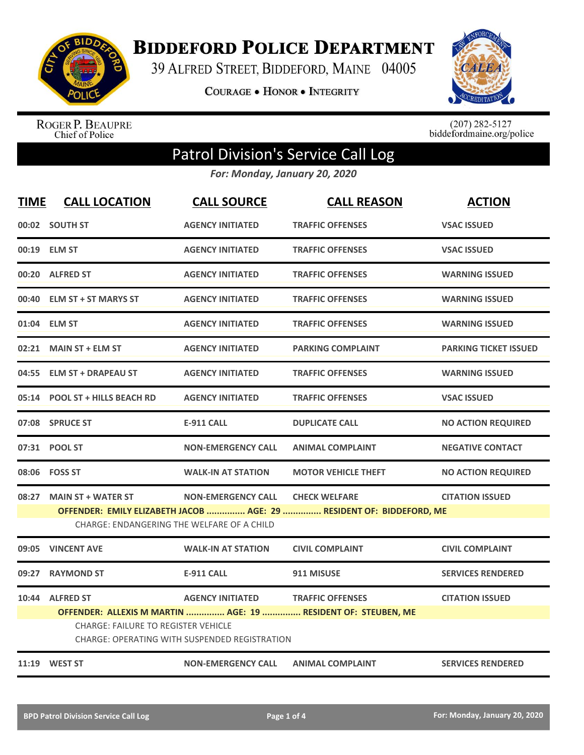# Biddeford Police Department

39 Alfred Street, Biddeford, Maine 04005

Courage • Honor • Integrity

Roger P. Beaupre
Chief of Police

(207) 282-5127
biddefordmaine.org/police

## Patrol Division's Service Call Log

*For: Monday, January 20, 2020*

| TIME | CALL LOCATION | CALL SOURCE | CALL REASON | ACTION |
|---|---|---|---|---|
| 00:02 | SOUTH ST | AGENCY INITIATED | TRAFFIC OFFENSES | VSAC ISSUED |
| 00:19 | ELM ST | AGENCY INITIATED | TRAFFIC OFFENSES | VSAC ISSUED |
| 00:20 | ALFRED ST | AGENCY INITIATED | TRAFFIC OFFENSES | WARNING ISSUED |
| 00:40 | ELM ST + ST MARYS ST | AGENCY INITIATED | TRAFFIC OFFENSES | WARNING ISSUED |
| 01:04 | ELM ST | AGENCY INITIATED | TRAFFIC OFFENSES | WARNING ISSUED |
| 02:21 | MAIN ST + ELM ST | AGENCY INITIATED | PARKING COMPLAINT | PARKING TICKET ISSUED |
| 04:55 | ELM ST + DRAPEAU ST | AGENCY INITIATED | TRAFFIC OFFENSES | WARNING ISSUED |
| 05:14 | POOL ST + HILLS BEACH RD | AGENCY INITIATED | TRAFFIC OFFENSES | VSAC ISSUED |
| 07:08 | SPRUCE ST | E-911 CALL | DUPLICATE CALL | NO ACTION REQUIRED |
| 07:31 | POOL ST | NON-EMERGENCY CALL | ANIMAL COMPLAINT | NEGATIVE CONTACT |
| 08:06 | FOSS ST | WALK-IN AT STATION | MOTOR VEHICLE THEFT | NO ACTION REQUIRED |
| 08:27 | MAIN ST + WATER ST | NON-EMERGENCY CALL | CHECK WELFARE | CITATION ISSUED |
| | **OFFENDER: EMILY ELIZABETH JACOB ............... AGE: 29 ............... RESIDENT OF: BIDDEFORD, ME** | | | |
| | CHARGE: ENDANGERING THE WELFARE OF A CHILD | | | |
| 09:05 | VINCENT AVE | WALK-IN AT STATION | CIVIL COMPLAINT | CIVIL COMPLAINT |
| 09:27 | RAYMOND ST | E-911 CALL | 911 MISUSE | SERVICES RENDERED |
| 10:44 | ALFRED ST | AGENCY INITIATED | TRAFFIC OFFENSES | CITATION ISSUED |
| | **OFFENDER: ALLEXIS M MARTIN ............... AGE: 19 ............... RESIDENT OF: STEUBEN, ME** | | | |
| | CHARGE: FAILURE TO REGISTER VEHICLE | | | |
| | CHARGE: OPERATING WITH SUSPENDED REGISTRATION | | | |
| 11:19 | WEST ST | NON-EMERGENCY CALL | ANIMAL COMPLAINT | SERVICES RENDERED |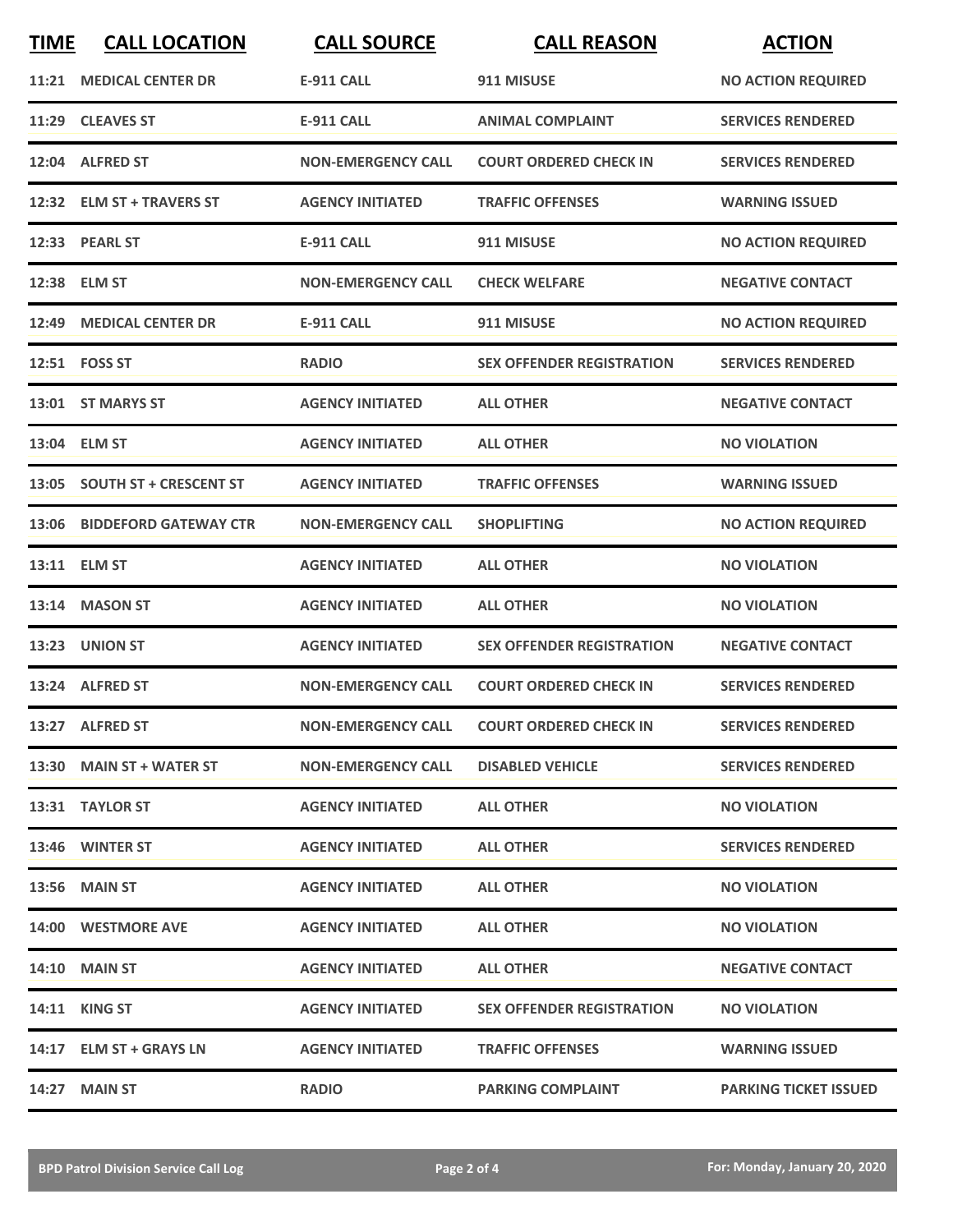| TIME | CALL LOCATION | CALL SOURCE | CALL REASON | ACTION |
| --- | --- | --- | --- | --- |
| 11:21 | MEDICAL CENTER DR | E-911 CALL | 911 MISUSE | NO ACTION REQUIRED |
| 11:29 | CLEAVES ST | E-911 CALL | ANIMAL COMPLAINT | SERVICES RENDERED |
| 12:04 | ALFRED ST | NON-EMERGENCY CALL | COURT ORDERED CHECK IN | SERVICES RENDERED |
| 12:32 | ELM ST + TRAVERS ST | AGENCY INITIATED | TRAFFIC OFFENSES | WARNING ISSUED |
| 12:33 | PEARL ST | E-911 CALL | 911 MISUSE | NO ACTION REQUIRED |
| 12:38 | ELM ST | NON-EMERGENCY CALL | CHECK WELFARE | NEGATIVE CONTACT |
| 12:49 | MEDICAL CENTER DR | E-911 CALL | 911 MISUSE | NO ACTION REQUIRED |
| 12:51 | FOSS ST | RADIO | SEX OFFENDER REGISTRATION | SERVICES RENDERED |
| 13:01 | ST MARYS ST | AGENCY INITIATED | ALL OTHER | NEGATIVE CONTACT |
| 13:04 | ELM ST | AGENCY INITIATED | ALL OTHER | NO VIOLATION |
| 13:05 | SOUTH ST + CRESCENT ST | AGENCY INITIATED | TRAFFIC OFFENSES | WARNING ISSUED |
| 13:06 | BIDDEFORD GATEWAY CTR | NON-EMERGENCY CALL | SHOPLIFTING | NO ACTION REQUIRED |
| 13:11 | ELM ST | AGENCY INITIATED | ALL OTHER | NO VIOLATION |
| 13:14 | MASON ST | AGENCY INITIATED | ALL OTHER | NO VIOLATION |
| 13:23 | UNION ST | AGENCY INITIATED | SEX OFFENDER REGISTRATION | NEGATIVE CONTACT |
| 13:24 | ALFRED ST | NON-EMERGENCY CALL | COURT ORDERED CHECK IN | SERVICES RENDERED |
| 13:27 | ALFRED ST | NON-EMERGENCY CALL | COURT ORDERED CHECK IN | SERVICES RENDERED |
| 13:30 | MAIN ST + WATER ST | NON-EMERGENCY CALL | DISABLED VEHICLE | SERVICES RENDERED |
| 13:31 | TAYLOR ST | AGENCY INITIATED | ALL OTHER | NO VIOLATION |
| 13:46 | WINTER ST | AGENCY INITIATED | ALL OTHER | SERVICES RENDERED |
| 13:56 | MAIN ST | AGENCY INITIATED | ALL OTHER | NO VIOLATION |
| 14:00 | WESTMORE AVE | AGENCY INITIATED | ALL OTHER | NO VIOLATION |
| 14:10 | MAIN ST | AGENCY INITIATED | ALL OTHER | NEGATIVE CONTACT |
| 14:11 | KING ST | AGENCY INITIATED | SEX OFFENDER REGISTRATION | NO VIOLATION |
| 14:17 | ELM ST + GRAYS LN | AGENCY INITIATED | TRAFFIC OFFENSES | WARNING ISSUED |
| 14:27 | MAIN ST | RADIO | PARKING COMPLAINT | PARKING TICKET ISSUED |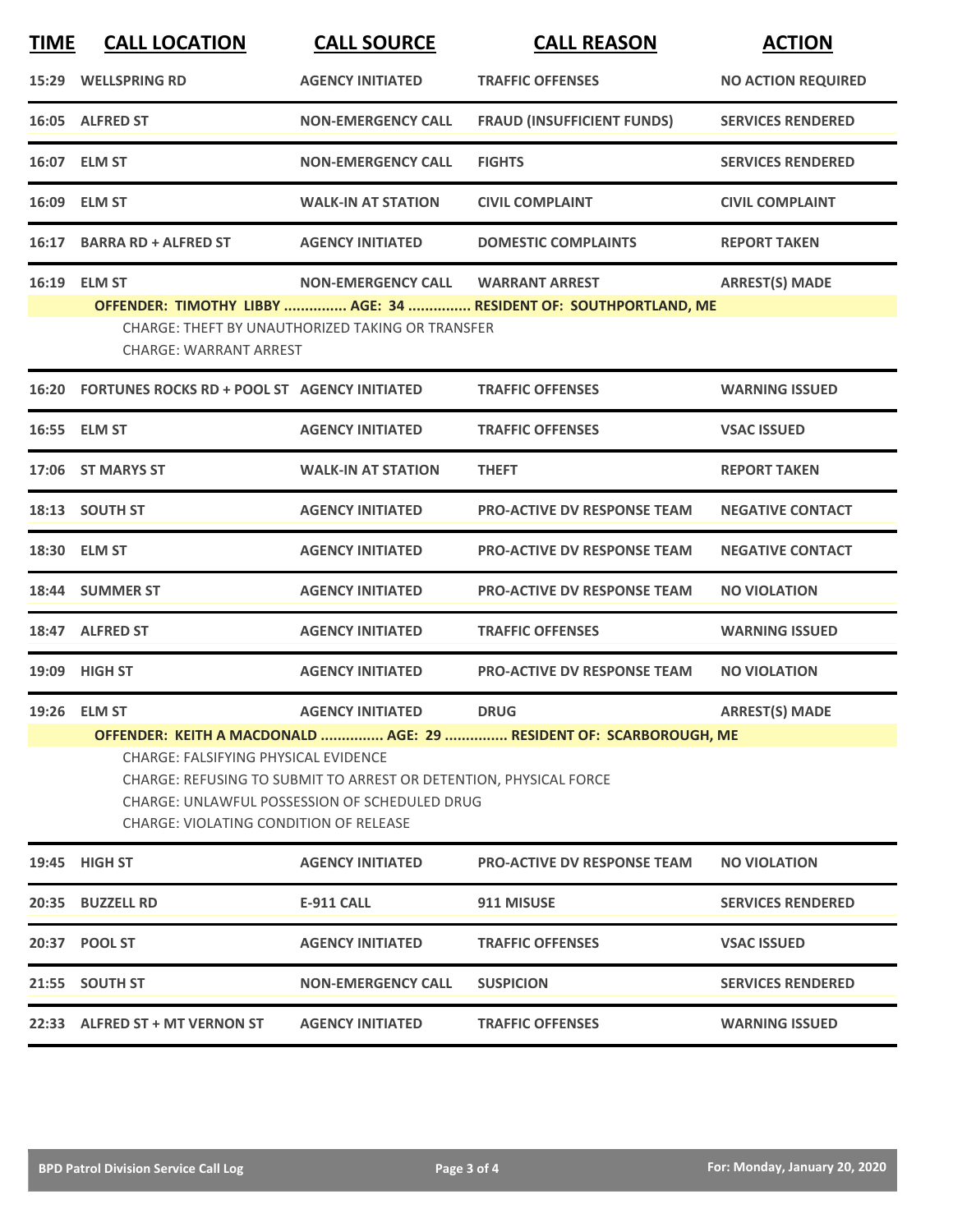| TIME | CALL LOCATION | CALL SOURCE | CALL REASON | ACTION |
|---|---|---|---|---|
| 15:29 | WELLSPRING RD | AGENCY INITIATED | TRAFFIC OFFENSES | NO ACTION REQUIRED |
| 16:05 | ALFRED ST | NON-EMERGENCY CALL | FRAUD (INSUFFICIENT FUNDS) | SERVICES RENDERED |
| 16:07 | ELM ST | NON-EMERGENCY CALL | FIGHTS | SERVICES RENDERED |
| 16:09 | ELM ST | WALK-IN AT STATION | CIVIL COMPLAINT | CIVIL COMPLAINT |
| 16:17 | BARRA RD + ALFRED ST | AGENCY INITIATED | DOMESTIC COMPLAINTS | REPORT TAKEN |
| 16:19 | ELM ST | NON-EMERGENCY CALL | WARRANT ARREST | ARREST(S) MADE |

**OFFENDER: TIMOTHY LIBBY ............... AGE: 34 ............... RESIDENT OF: SOUTHPORTLAND, ME**

CHARGE: THEFT BY UNAUTHORIZED TAKING OR TRANSFER
CHARGE: WARRANT ARREST

| TIME | CALL LOCATION | CALL SOURCE | CALL REASON | ACTION |
|---|---|---|---|---|
| 16:20 | FORTUNES ROCKS RD + POOL ST | AGENCY INITIATED | TRAFFIC OFFENSES | WARNING ISSUED |
| 16:55 | ELM ST | AGENCY INITIATED | TRAFFIC OFFENSES | VSAC ISSUED |
| 17:06 | ST MARYS ST | WALK-IN AT STATION | THEFT | REPORT TAKEN |
| 18:13 | SOUTH ST | AGENCY INITIATED | PRO-ACTIVE DV RESPONSE TEAM | NEGATIVE CONTACT |
| 18:30 | ELM ST | AGENCY INITIATED | PRO-ACTIVE DV RESPONSE TEAM | NEGATIVE CONTACT |
| 18:44 | SUMMER ST | AGENCY INITIATED | PRO-ACTIVE DV RESPONSE TEAM | NO VIOLATION |
| 18:47 | ALFRED ST | AGENCY INITIATED | TRAFFIC OFFENSES | WARNING ISSUED |
| 19:09 | HIGH ST | AGENCY INITIATED | PRO-ACTIVE DV RESPONSE TEAM | NO VIOLATION |
| 19:26 | ELM ST | AGENCY INITIATED | DRUG | ARREST(S) MADE |

**OFFENDER: KEITH A MACDONALD ............... AGE: 29 ............... RESIDENT OF: SCARBOROUGH, ME**

CHARGE: FALSIFYING PHYSICAL EVIDENCE
CHARGE: REFUSING TO SUBMIT TO ARREST OR DETENTION, PHYSICAL FORCE
CHARGE: UNLAWFUL POSSESSION OF SCHEDULED DRUG
CHARGE: VIOLATING CONDITION OF RELEASE

| TIME | CALL LOCATION | CALL SOURCE | CALL REASON | ACTION |
|---|---|---|---|---|
| 19:45 | HIGH ST | AGENCY INITIATED | PRO-ACTIVE DV RESPONSE TEAM | NO VIOLATION |
| 20:35 | BUZZELL RD | E-911 CALL | 911 MISUSE | SERVICES RENDERED |
| 20:37 | POOL ST | AGENCY INITIATED | TRAFFIC OFFENSES | VSAC ISSUED |
| 21:55 | SOUTH ST | NON-EMERGENCY CALL | SUSPICION | SERVICES RENDERED |
| 22:33 | ALFRED ST + MT VERNON ST | AGENCY INITIATED | TRAFFIC OFFENSES | WARNING ISSUED |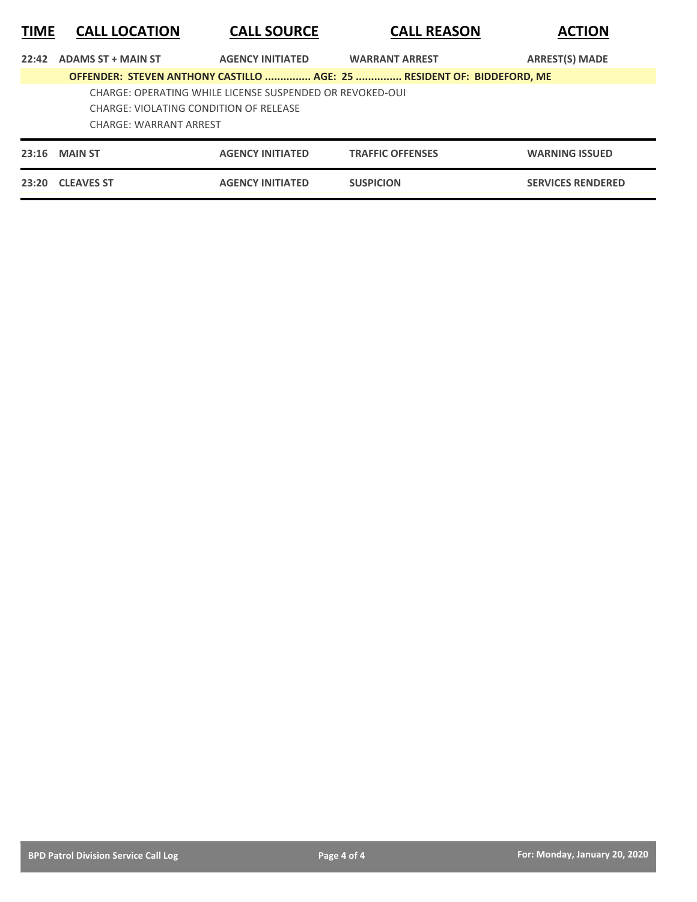| TIME | CALL LOCATION | CALL SOURCE | CALL REASON | ACTION |
|---|---|---|---|---|
| 22:42 | ADAMS ST + MAIN ST | AGENCY INITIATED | WARRANT ARREST | ARREST(S) MADE |
| | **OFFENDER: STEVEN ANTHONY CASTILLO ............... AGE: 25 ............... RESIDENT OF: BIDDEFORD, ME** | | | |
| | CHARGE: OPERATING WHILE LICENSE SUSPENDED OR REVOKED-OUI | | | |
| | CHARGE: VIOLATING CONDITION OF RELEASE | | | |
| | CHARGE: WARRANT ARREST | | | |
| 23:16 | MAIN ST | AGENCY INITIATED | TRAFFIC OFFENSES | WARNING ISSUED |
| 23:20 | CLEAVES ST | AGENCY INITIATED | SUSPICION | SERVICES RENDERED |